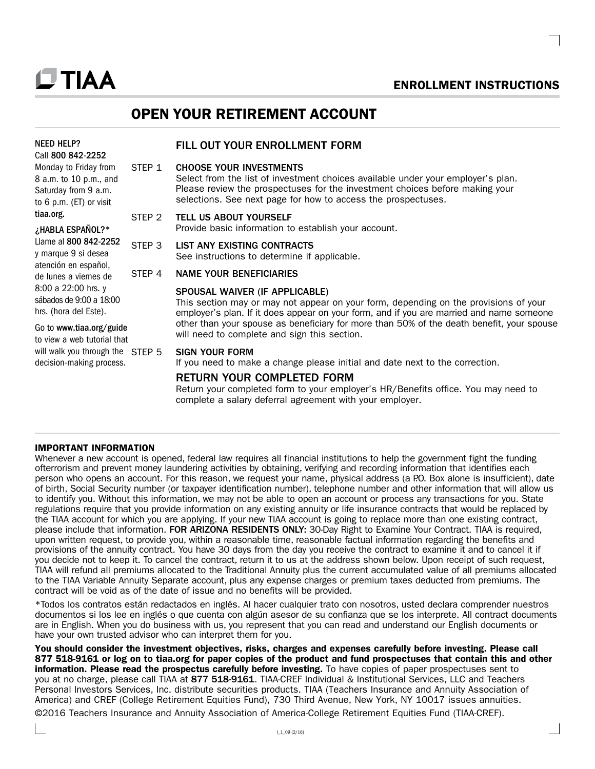TIAA

## ENROLLMENT INSTRUCTIONS

# OPEN YOUR RETIREMENT ACCOUNT

**NEED HELP?**
Call **800 842-2252** Monday to Friday from 8 a.m. to 10 p.m., and Saturday from 9 a.m. to 6 p.m. (ET) or visit **tiaa.org.**

**¿HABLA ESPAÑOL?***
Llame al **800 842-2252** y marque 9 si desea atención en español, de lunes a viernes de 8:00 a 22:00 hrs. y sábados de 9:00 a 18:00 hrs. (hora del Este).

Go to **www.tiaa.org/guide** to view a web tutorial that will walk you through the decision-making process.

## FILL OUT YOUR ENROLLMENT FORM

STEP 1 **CHOOSE YOUR INVESTMENTS**
Select from the list of investment choices available under your employer's plan. Please review the prospectuses for the investment choices before making your selections. See next page for how to access the prospectuses.

STEP 2 **TELL US ABOUT YOURSELF**
Provide basic information to establish your account.

STEP 3 **LIST ANY EXISTING CONTRACTS**
See instructions to determine if applicable.

STEP 4 **NAME YOUR BENEFICIARIES**

**SPOUSAL WAIVER (IF APPLICABLE)**
This section may or may not appear on your form, depending on the provisions of your employer's plan. If it does appear on your form, and if you are married and name someone other than your spouse as beneficiary for more than 50% of the death benefit, your spouse will need to complete and sign this section.

STEP 5 **SIGN YOUR FORM**
If you need to make a change please initial and date next to the correction.

## RETURN YOUR COMPLETED FORM

Return your completed form to your employer's HR/Benefits office. You may need to complete a salary deferral agreement with your employer.

**IMPORTANT INFORMATION**
Whenever a new account is opened, federal law requires all financial institutions to help the government fight the funding ofterrorism and prevent money laundering activities by obtaining, verifying and recording information that identifies each person who opens an account. For this reason, we request your name, physical address (a P.O. Box alone is insufficient), date of birth, Social Security number (or taxpayer identification number), telephone number and other information that will allow us to identify you. Without this information, we may not be able to open an account or process any transactions for you. State regulations require that you provide information on any existing annuity or life insurance contracts that would be replaced by the TIAA account for which you are applying. If your new TIAA account is going to replace more than one existing contract, please include that information. **FOR ARIZONA RESIDENTS ONLY:** 30-Day Right to Examine Your Contract. TIAA is required, upon written request, to provide you, within a reasonable time, reasonable factual information regarding the benefits and provisions of the annuity contract. You have 30 days from the day you receive the contract to examine it and to cancel it if you decide not to keep it. To cancel the contract, return it to us at the address shown below. Upon receipt of such request, TIAA will refund all premiums allocated to the Traditional Annuity plus the current accumulated value of all premiums allocated to the TIAA Variable Annuity Separate account, plus any expense charges or premium taxes deducted from premiums. The contract will be void as of the date of issue and no benefits will be provided.

*Todos los contratos están redactados en inglés. Al hacer cualquier trato con nosotros, usted declara comprender nuestros documentos si los lee en inglés o que cuenta con algún asesor de su confianza que se los interprete. All contract documents are in English. When you do business with us, you represent that you can read and understand our English documents or have your own trusted advisor who can interpret them for you.

**You should consider the investment objectives, risks, charges and expenses carefully before investing. Please call 877 518-9161 or log on to tiaa.org for paper copies of the product and fund prospectuses that contain this and other information. Please read the prospectus carefully before investing.** To have copies of paper prospectuses sent to you at no charge, please call TIAA at **877 518-9161**. TIAA-CREF Individual & Institutional Services, LLC and Teachers Personal Investors Services, Inc. distribute securities products. TIAA (Teachers Insurance and Annuity Association of America) and CREF (College Retirement Equities Fund), 730 Third Avenue, New York, NY 10017 issues annuities.

©2016 Teachers Insurance and Annuity Association of America-College Retirement Equities Fund (TIAA-CREF).

I_1_09 (2/16)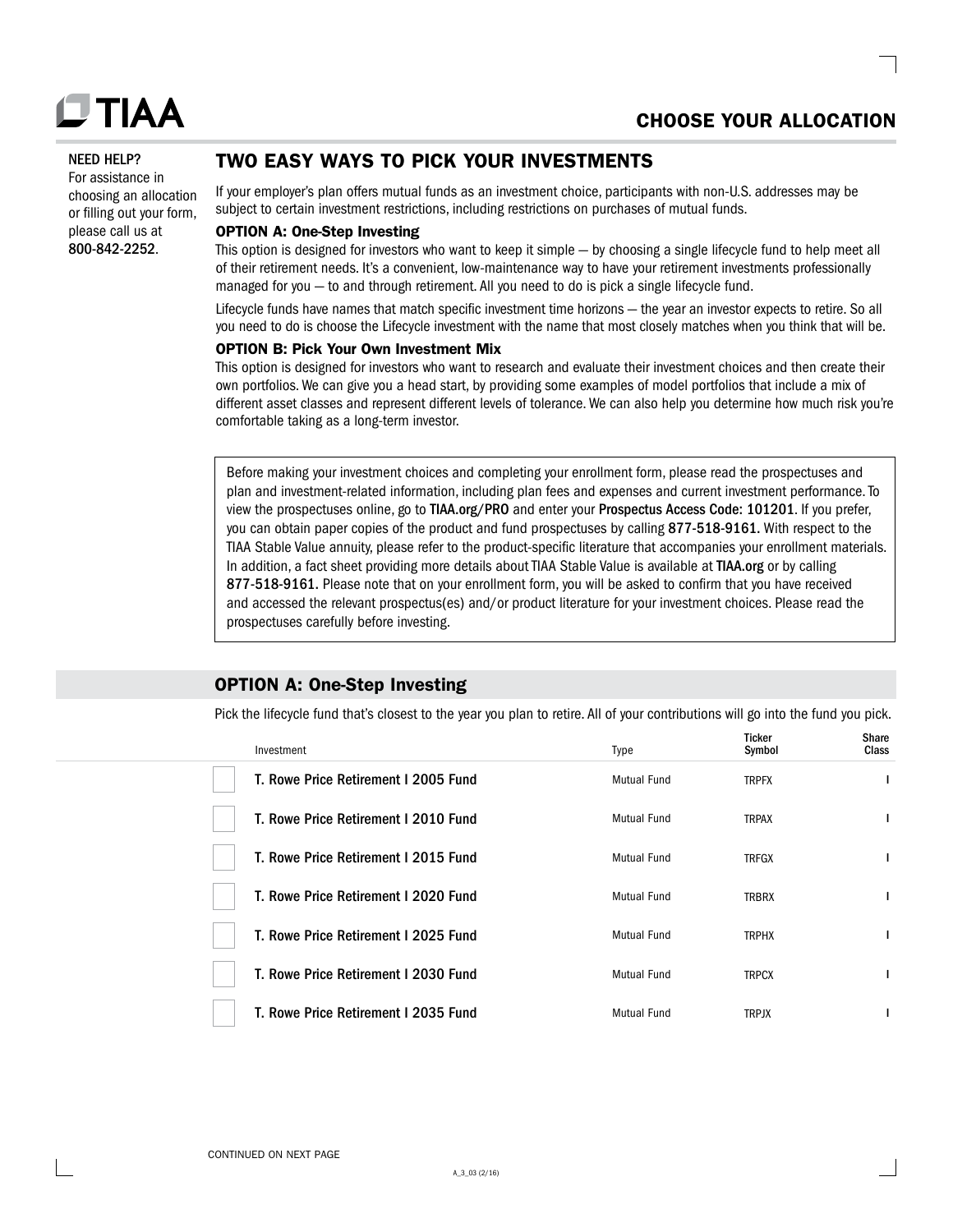# CHOOSE YOUR ALLOCATION

**NEED HELP?**
For assistance in choosing an allocation or filling out your form, please call us at **800-842-2252**.

## TWO EASY WAYS TO PICK YOUR INVESTMENTS

If your employer's plan offers mutual funds as an investment choice, participants with non-U.S. addresses may be subject to certain investment restrictions, including restrictions on purchases of mutual funds.

**OPTION A: One-Step Investing**
This option is designed for investors who want to keep it simple — by choosing a single lifecycle fund to help meet all of their retirement needs. It's a convenient, low-maintenance way to have your retirement investments professionally managed for you — to and through retirement. All you need to do is pick a single lifecycle fund.

Lifecycle funds have names that match specific investment time horizons — the year an investor expects to retire. So all you need to do is choose the Lifecycle investment with the name that most closely matches when you think that will be.

**OPTION B: Pick Your Own Investment Mix**
This option is designed for investors who want to research and evaluate their investment choices and then create their own portfolios. We can give you a head start, by providing some examples of model portfolios that include a mix of different asset classes and represent different levels of tolerance. We can also help you determine how much risk you're comfortable taking as a long-term investor.

Before making your investment choices and completing your enrollment form, please read the prospectuses and plan and investment-related information, including plan fees and expenses and current investment performance. To view the prospectuses online, go to **TIAA.org/PRO** and enter your **Prospectus Access Code: 101201**. If you prefer, you can obtain paper copies of the product and fund prospectuses by calling **877-518-9161.** With respect to the TIAA Stable Value annuity, please refer to the product-specific literature that accompanies your enrollment materials. In addition, a fact sheet providing more details about TIAA Stable Value is available at **TIAA.org** or by calling **877-518-9161.** Please note that on your enrollment form, you will be asked to confirm that you have received and accessed the relevant prospectus(es) and/or product literature for your investment choices. Please read the prospectuses carefully before investing.

## OPTION A: One-Step Investing

Pick the lifecycle fund that's closest to the year you plan to retire. All of your contributions will go into the fund you pick.

| | Investment | Type | Ticker Symbol | Share Class |
|---|---|---|---|---|
| ☐ | T. Rowe Price Retirement I 2005 Fund | Mutual Fund | TRPFX | I |
| ☐ | T. Rowe Price Retirement I 2010 Fund | Mutual Fund | TRPAX | I |
| ☐ | T. Rowe Price Retirement I 2015 Fund | Mutual Fund | TRFGX | I |
| ☐ | T. Rowe Price Retirement I 2020 Fund | Mutual Fund | TRBRX | I |
| ☐ | T. Rowe Price Retirement I 2025 Fund | Mutual Fund | TRPHX | I |
| ☐ | T. Rowe Price Retirement I 2030 Fund | Mutual Fund | TRPCX | I |
| ☐ | T. Rowe Price Retirement I 2035 Fund | Mutual Fund | TRPJX | I |

CONTINUED ON NEXT PAGE

A_3_03 (2/16)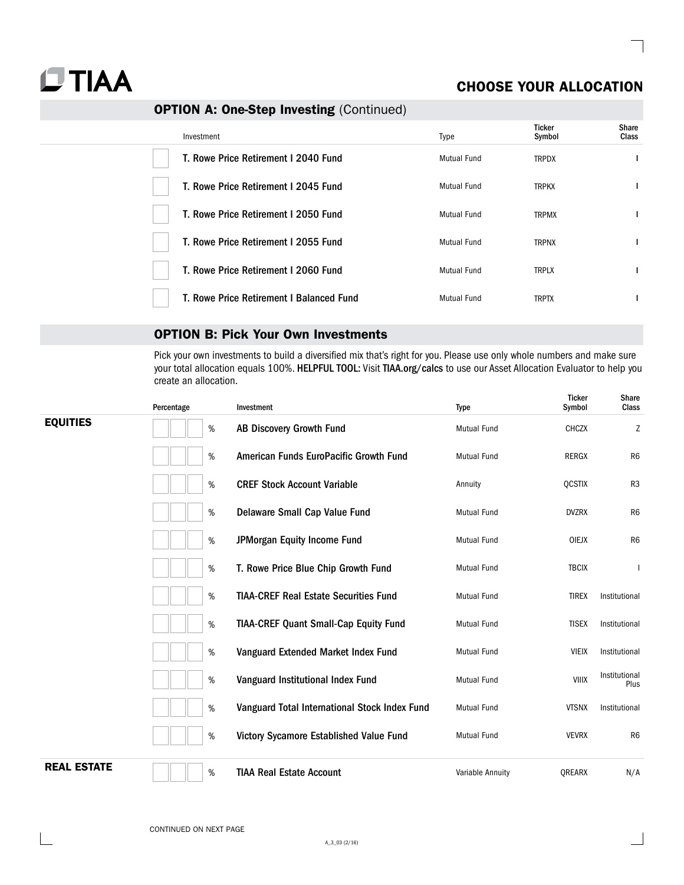# CHOOSE YOUR ALLOCATION

## OPTION A: One-Step Investing (Continued)

| | Investment | Type | Ticker Symbol | Share Class |
|---|---|---|---|---|
| ☐ | T. Rowe Price Retirement I 2040 Fund | Mutual Fund | TRPDX | I |
| ☐ | T. Rowe Price Retirement I 2045 Fund | Mutual Fund | TRPKX | I |
| ☐ | T. Rowe Price Retirement I 2050 Fund | Mutual Fund | TRPMX | I |
| ☐ | T. Rowe Price Retirement I 2055 Fund | Mutual Fund | TRPNX | I |
| ☐ | T. Rowe Price Retirement I 2060 Fund | Mutual Fund | TRPLX | I |
| ☐ | T. Rowe Price Retirement I Balanced Fund | Mutual Fund | TRPTX | I |

## OPTION B: Pick Your Own Investments

Pick your own investments to build a diversified mix that's right for you. Please use only whole numbers and make sure your total allocation equals 100%. **HELPFUL TOOL:** Visit **TIAA.org/calcs** to use our Asset Allocation Evaluator to help you create an allocation.

| | Percentage | Investment | Type | Ticker Symbol | Share Class |
|---|---|---|---|---|---|
| **EQUITIES** | % | **AB Discovery Growth Fund** | Mutual Fund | CHCZX | Z |
| | % | **American Funds EuroPacific Growth Fund** | Mutual Fund | RERGX | R6 |
| | % | **CREF Stock Account Variable** | Annuity | QCSTIX | R3 |
| | % | **Delaware Small Cap Value Fund** | Mutual Fund | DVZRX | R6 |
| | % | **JPMorgan Equity Income Fund** | Mutual Fund | OIEJX | R6 |
| | % | **T. Rowe Price Blue Chip Growth Fund** | Mutual Fund | TBCIX | I |
| | % | **TIAA-CREF Real Estate Securities Fund** | Mutual Fund | TIREX | Institutional |
| | % | **TIAA-CREF Quant Small-Cap Equity Fund** | Mutual Fund | TISEX | Institutional |
| | % | **Vanguard Extended Market Index Fund** | Mutual Fund | VIEIX | Institutional |
| | % | **Vanguard Institutional Index Fund** | Mutual Fund | VIIIX | Institutional Plus |
| | % | **Vanguard Total International Stock Index Fund** | Mutual Fund | VTSNX | Institutional |
| | % | **Victory Sycamore Established Value Fund** | Mutual Fund | VEVRX | R6 |
| **REAL ESTATE** | % | **TIAA Real Estate Account** | Variable Annuity | QREARX | N/A |

CONTINUED ON NEXT PAGE

A_3_03 (2/16)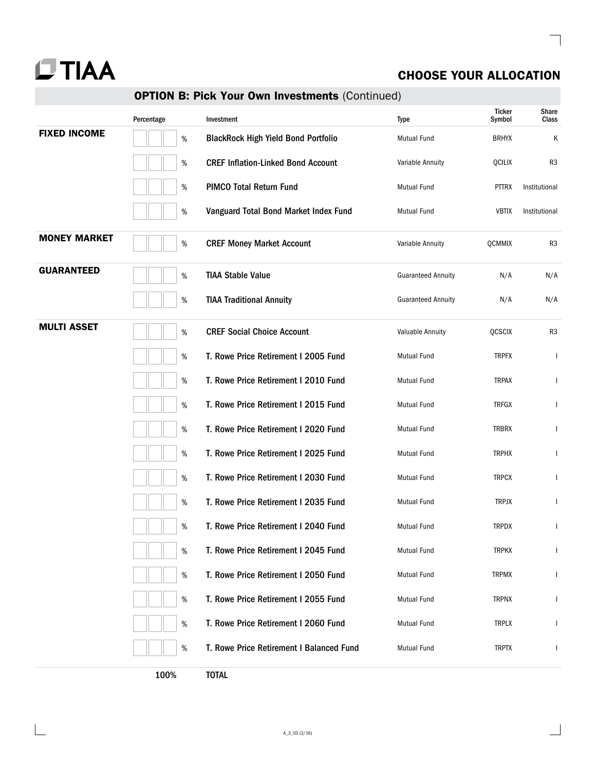# TIAA

## CHOOSE YOUR ALLOCATION

### OPTION B: Pick Your Own Investments (Continued)

| | Percentage | Investment | Type | Ticker Symbol | Share Class |
|---|---|---|---|---|---|
| **FIXED INCOME** | % | BlackRock High Yield Bond Portfolio | Mutual Fund | BRHYX | K |
| | % | CREF Inflation-Linked Bond Account | Variable Annuity | QCILIX | R3 |
| | % | PIMCO Total Return Fund | Mutual Fund | PTTRX | Institutional |
| | % | Vanguard Total Bond Market Index Fund | Mutual Fund | VBTIX | Institutional |
| **MONEY MARKET** | % | CREF Money Market Account | Variable Annuity | QCMMIX | R3 |
| **GUARANTEED** | % | TIAA Stable Value | Guaranteed Annuity | N/A | N/A |
| | % | TIAA Traditional Annuity | Guaranteed Annuity | N/A | N/A |
| **MULTI ASSET** | % | CREF Social Choice Account | Valuable Annuity | QCSCIX | R3 |
| | % | T. Rowe Price Retirement I 2005 Fund | Mutual Fund | TRPFX | I |
| | % | T. Rowe Price Retirement I 2010 Fund | Mutual Fund | TRPAX | I |
| | % | T. Rowe Price Retirement I 2015 Fund | Mutual Fund | TRFGX | I |
| | % | T. Rowe Price Retirement I 2020 Fund | Mutual Fund | TRBRX | I |
| | % | T. Rowe Price Retirement I 2025 Fund | Mutual Fund | TRPHX | I |
| | % | T. Rowe Price Retirement I 2030 Fund | Mutual Fund | TRPCX | I |
| | % | T. Rowe Price Retirement I 2035 Fund | Mutual Fund | TRPJX | I |
| | % | T. Rowe Price Retirement I 2040 Fund | Mutual Fund | TRPDX | I |
| | % | T. Rowe Price Retirement I 2045 Fund | Mutual Fund | TRPKX | I |
| | % | T. Rowe Price Retirement I 2050 Fund | Mutual Fund | TRPMX | I |
| | % | T. Rowe Price Retirement I 2055 Fund | Mutual Fund | TRPNX | I |
| | % | T. Rowe Price Retirement I 2060 Fund | Mutual Fund | TRPLX | I |
| | % | T. Rowe Price Retirement I Balanced Fund | Mutual Fund | TRPTX | I |
| | 100% | **TOTAL** | | | |

A_3_03 (2/16)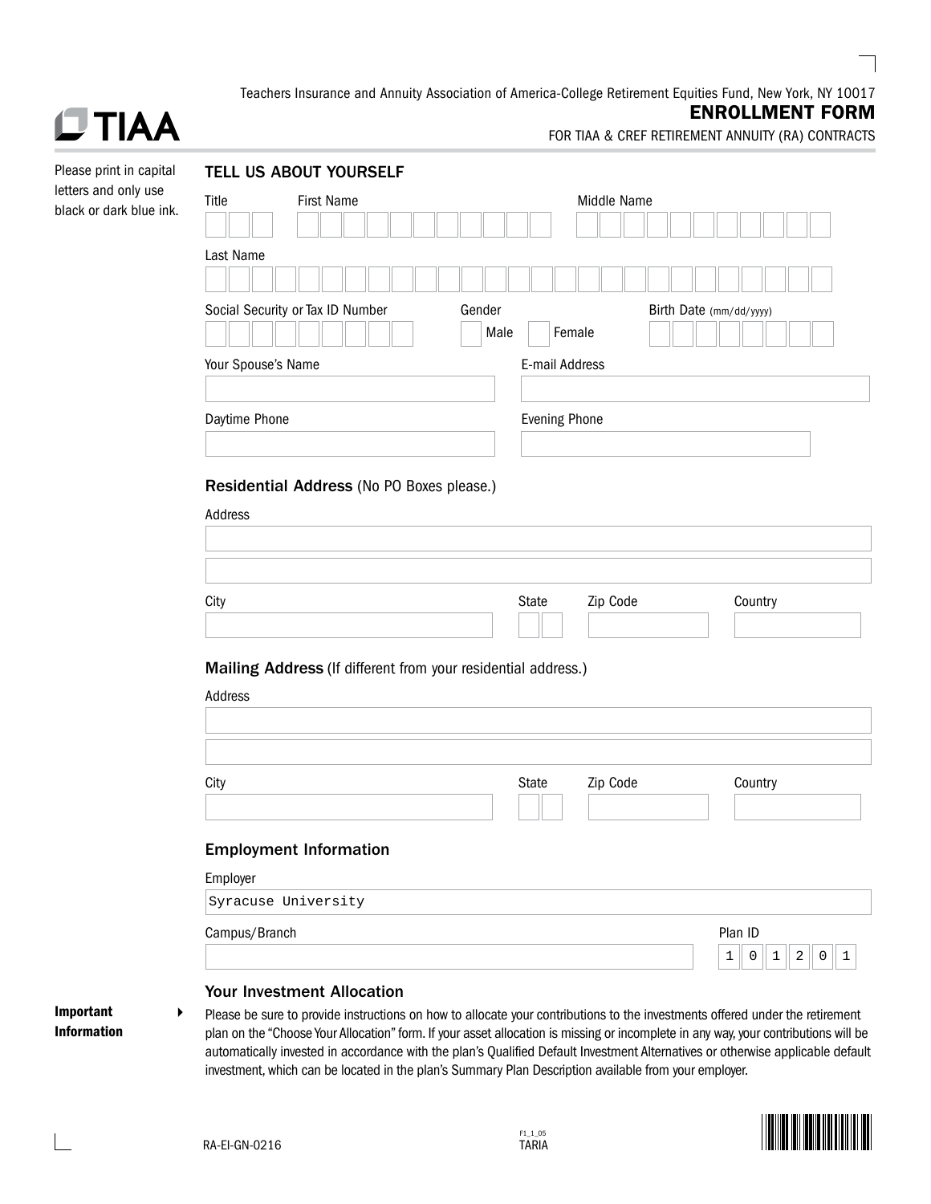Teachers Insurance and Annuity Association of America-College Retirement Equities Fund, New York, NY 10017

# ENROLLMENT FORM

FOR TIAA & CREF RETIREMENT ANNUITY (RA) CONTRACTS

Please print in capital letters and only use black or dark blue ink.

## TELL US ABOUT YOURSELF

Title | First Name | Middle Name

Last Name

Social Security or Tax ID Number | Gender: Male / Female | Birth Date (mm/dd/yyyy)

Your Spouse's Name | E-mail Address

Daytime Phone | Evening Phone

### Residential Address (No PO Boxes please.)

Address

City | State | Zip Code | Country

### Mailing Address (If different from your residential address.)

Address

City | State | Zip Code | Country

### Employment Information

Employer

Syracuse University

Campus/Branch | Plan ID

Plan ID: 101201

### Your Investment Allocation

**Important Information**

Please be sure to provide instructions on how to allocate your contributions to the investments offered under the retirement plan on the "Choose Your Allocation" form. If your asset allocation is missing or incomplete in any way, your contributions will be automatically invested in accordance with the plan's Qualified Default Investment Alternatives or otherwise applicable default investment, which can be located in the plan's Summary Plan Description available from your employer.

RA-EI-GN-0216

F1_1_05
TARIA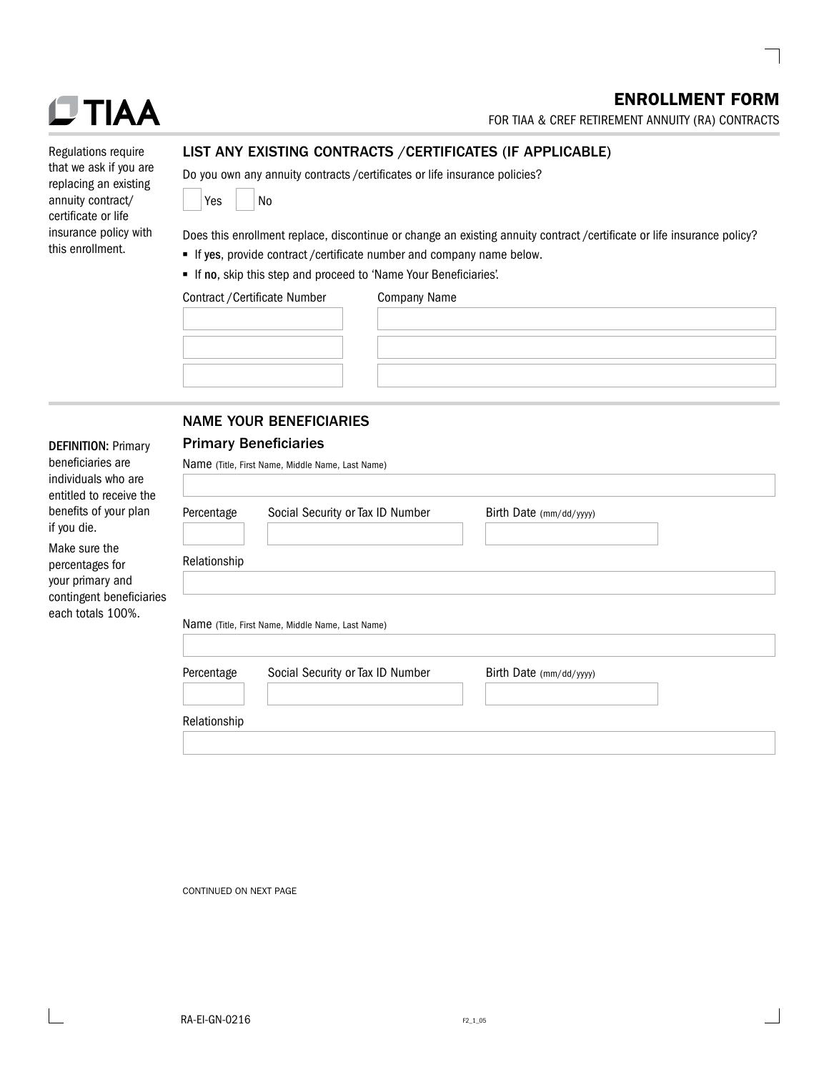# ENROLLMENT FORM

FOR TIAA & CREF RETIREMENT ANNUITY (RA) CONTRACTS

## LIST ANY EXISTING CONTRACTS / CERTIFICATES (IF APPLICABLE)

Regulations require that we ask if you are replacing an existing annuity contract/ certificate or life insurance policy with this enrollment.

Do you own any annuity contracts / certificates or life insurance policies?

☐ Yes ☐ No

Does this enrollment replace, discontinue or change an existing annuity contract / certificate or life insurance policy?

- If **yes**, provide contract / certificate number and company name below.
- If **no**, skip this step and proceed to 'Name Your Beneficiaries'.

| Contract / Certificate Number | Company Name |
| --- | --- |
| | |
| | |
| | |

## NAME YOUR BENEFICIARIES

**DEFINITION:** Primary beneficiaries are individuals who are entitled to receive the benefits of your plan if you die.

Make sure the percentages for your primary and contingent beneficiaries each totals 100%.

### Primary Beneficiaries

Name (Title, First Name, Middle Name, Last Name)

Percentage | Social Security or Tax ID Number | Birth Date (mm/dd/yyyy)

Relationship

Name (Title, First Name, Middle Name, Last Name)

Percentage | Social Security or Tax ID Number | Birth Date (mm/dd/yyyy)

Relationship

CONTINUED ON NEXT PAGE

RA-EI-GN-0216

F2_1_05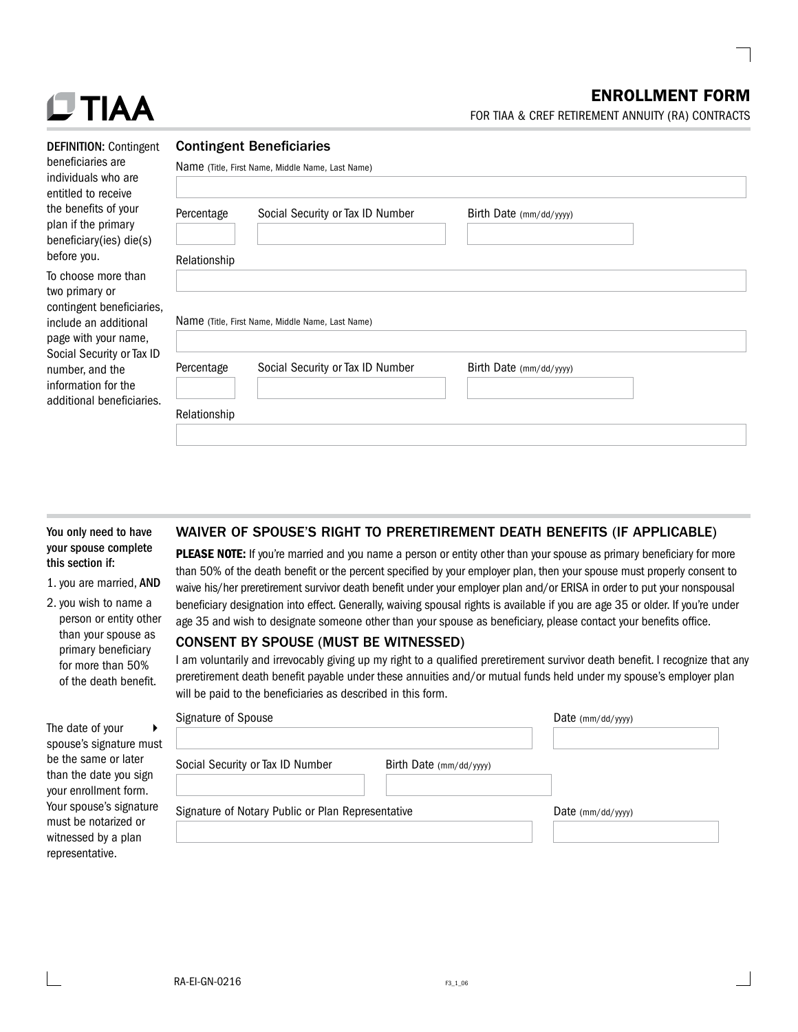# ENROLLMENT FORM

FOR TIAA & CREF RETIREMENT ANNUITY (RA) CONTRACTS

**DEFINITION:** Contingent beneficiaries are individuals who are entitled to receive the benefits of your plan if the primary beneficiary(ies) die(s) before you.

To choose more than two primary or contingent beneficiaries, include an additional page with your name, Social Security or Tax ID number, and the information for the additional beneficiaries.

## Contingent Beneficiaries

Name (Title, First Name, Middle Name, Last Name)

Percentage | Social Security or Tax ID Number | Birth Date (mm/dd/yyyy)

Relationship

Name (Title, First Name, Middle Name, Last Name)

Percentage | Social Security or Tax ID Number | Birth Date (mm/dd/yyyy)

Relationship

**You only need to have your spouse complete this section if:**

1. you are married, **AND**
2. you wish to name a person or entity other than your spouse as primary beneficiary for more than 50% of the death benefit.

## WAIVER OF SPOUSE'S RIGHT TO PRERETIREMENT DEATH BENEFITS (IF APPLICABLE)

**PLEASE NOTE:** If you're married and you name a person or entity other than your spouse as primary beneficiary for more than 50% of the death benefit or the percent specified by your employer plan, then your spouse must properly consent to waive his/her preretirement survivor death benefit under your employer plan and/or ERISA in order to put your nonspousal beneficiary designation into effect. Generally, waiving spousal rights is available if you are age 35 or older. If you're under age 35 and wish to designate someone other than your spouse as beneficiary, please contact your benefits office.

## CONSENT BY SPOUSE (MUST BE WITNESSED)

I am voluntarily and irrevocably giving up my right to a qualified preretirement survivor death benefit. I recognize that any preretirement death benefit payable under these annuities and/or mutual funds held under my spouse's employer plan will be paid to the beneficiaries as described in this form.

The date of your spouse's signature must be the same or later than the date you sign your enrollment form. Your spouse's signature must be notarized or witnessed by a plan representative.

Signature of Spouse | Date (mm/dd/yyyy)

Social Security or Tax ID Number | Birth Date (mm/dd/yyyy)

Signature of Notary Public or Plan Representative | Date (mm/dd/yyyy)

RA-EI-GN-0216

F3_1_06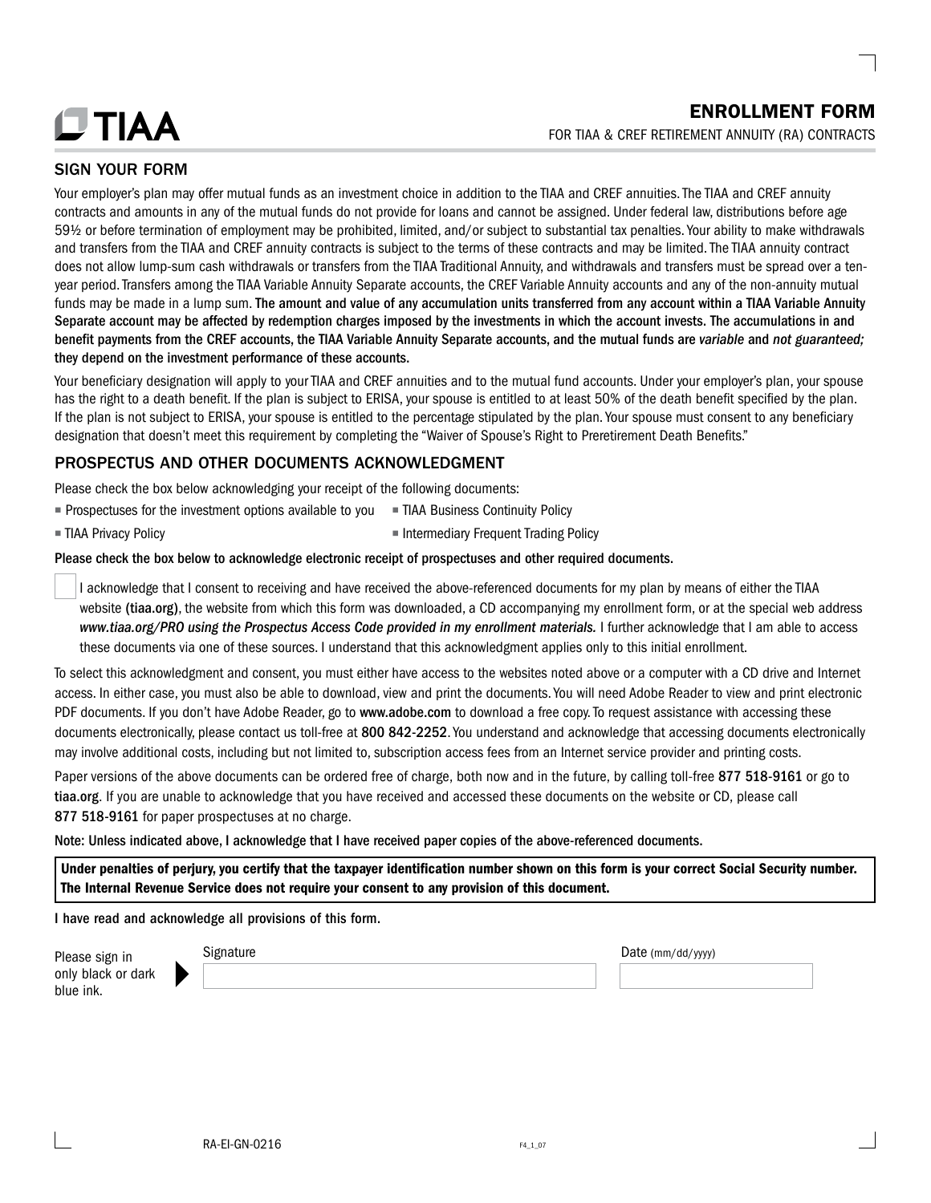# ENROLLMENT FORM

FOR TIAA & CREF RETIREMENT ANNUITY (RA) CONTRACTS

## SIGN YOUR FORM

Your employer's plan may offer mutual funds as an investment choice in addition to the TIAA and CREF annuities. The TIAA and CREF annuity contracts and amounts in any of the mutual funds do not provide for loans and cannot be assigned. Under federal law, distributions before age 59½ or before termination of employment may be prohibited, limited, and/or subject to substantial tax penalties. Your ability to make withdrawals and transfers from the TIAA and CREF annuity contracts is subject to the terms of these contracts and may be limited. The TIAA annuity contract does not allow lump-sum cash withdrawals or transfers from the TIAA Traditional Annuity, and withdrawals and transfers must be spread over a ten-year period. Transfers among the TIAA Variable Annuity Separate accounts, the CREF Variable Annuity accounts and any of the non-annuity mutual funds may be made in a lump sum. **The amount and value of any accumulation units transferred from any account within a TIAA Variable Annuity Separate account may be affected by redemption charges imposed by the investments in which the account invests. The accumulations in and benefit payments from the CREF accounts, the TIAA Variable Annuity Separate accounts, and the mutual funds are *variable* and *not guaranteed;* they depend on the investment performance of these accounts.**

Your beneficiary designation will apply to your TIAA and CREF annuities and to the mutual fund accounts. Under your employer's plan, your spouse has the right to a death benefit. If the plan is subject to ERISA, your spouse is entitled to at least 50% of the death benefit specified by the plan. If the plan is not subject to ERISA, your spouse is entitled to the percentage stipulated by the plan. Your spouse must consent to any beneficiary designation that doesn't meet this requirement by completing the "Waiver of Spouse's Right to Preretirement Death Benefits."

## PROSPECTUS AND OTHER DOCUMENTS ACKNOWLEDGMENT

Please check the box below acknowledging your receipt of the following documents:

- Prospectuses for the investment options available to you
- TIAA Business Continuity Policy
- TIAA Privacy Policy
- Intermediary Frequent Trading Policy

**Please check the box below to acknowledge electronic receipt of prospectuses and other required documents.**

☐ I acknowledge that I consent to receiving and have received the above-referenced documents for my plan by means of either the TIAA website **(tiaa.org)**, the website from which this form was downloaded, a CD accompanying my enrollment form, or at the special web address ***www.tiaa.org/PRO using the Prospectus Access Code provided in my enrollment materials.*** I further acknowledge that I am able to access these documents via one of these sources. I understand that this acknowledgment applies only to this initial enrollment.

To select this acknowledgment and consent, you must either have access to the websites noted above or a computer with a CD drive and Internet access. In either case, you must also be able to download, view and print the documents. You will need Adobe Reader to view and print electronic PDF documents. If you don't have Adobe Reader, go to **www.adobe.com** to download a free copy. To request assistance with accessing these documents electronically, please contact us toll-free at **800 842-2252**. You understand and acknowledge that accessing documents electronically may involve additional costs, including but not limited to, subscription access fees from an Internet service provider and printing costs.

Paper versions of the above documents can be ordered free of charge, both now and in the future, by calling toll-free **877 518-9161** or go to **tiaa.org**. If you are unable to acknowledge that you have received and accessed these documents on the website or CD, please call **877 518-9161** for paper prospectuses at no charge.

**Note: Unless indicated above, I acknowledge that I have received paper copies of the above-referenced documents.**

**Under penalties of perjury, you certify that the taxpayer identification number shown on this form is your correct Social Security number. The Internal Revenue Service does not require your consent to any provision of this document.**

**I have read and acknowledge all provisions of this form.**

Please sign in only black or dark blue ink.

Signature ______________________ Date (mm/dd/yyyy) ____________

RA-EI-GN-0216 F4_1_07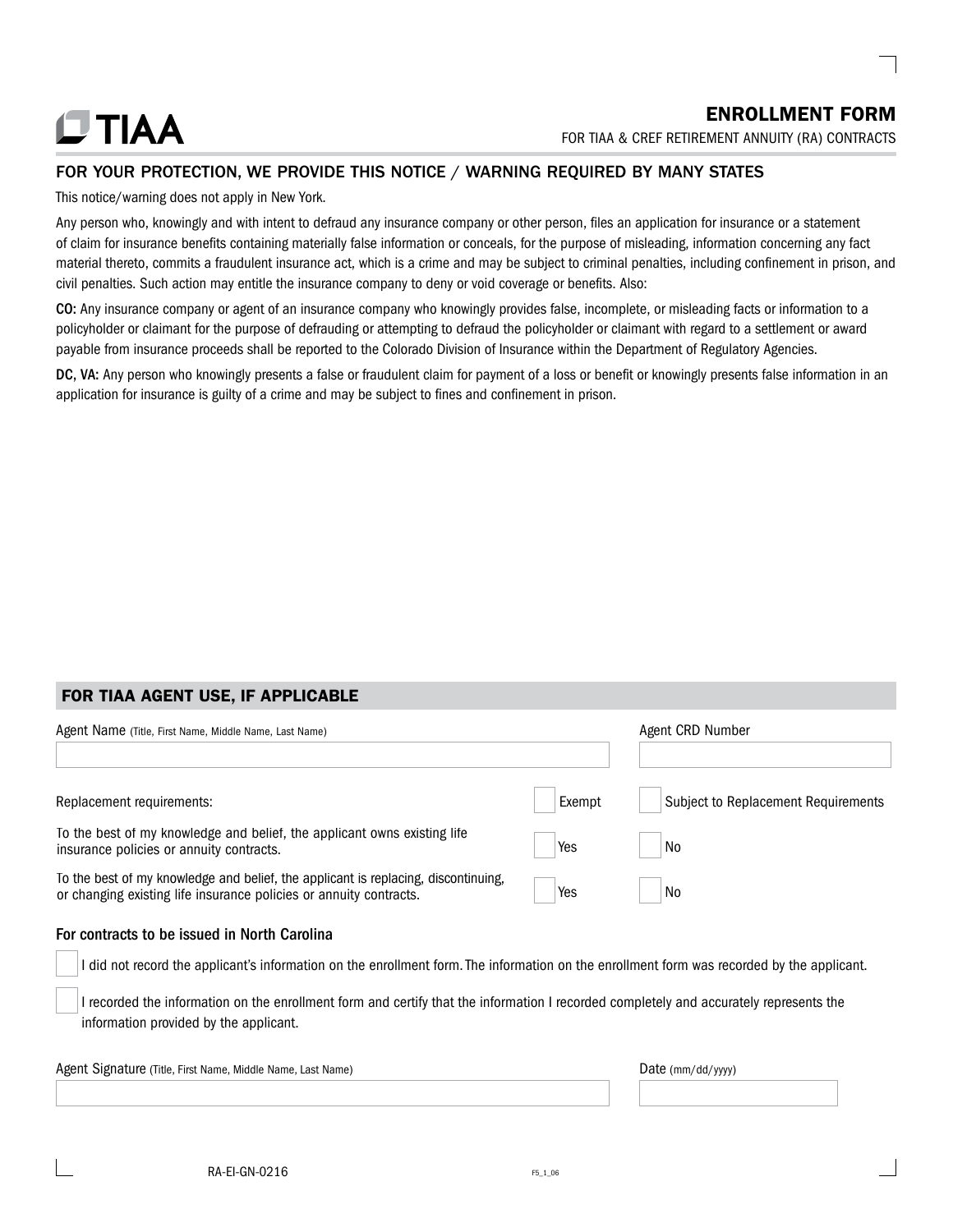# TIAA

## ENROLLMENT FORM

FOR TIAA & CREF RETIREMENT ANNUITY (RA) CONTRACTS

### FOR YOUR PROTECTION, WE PROVIDE THIS NOTICE / WARNING REQUIRED BY MANY STATES

This notice/warning does not apply in New York.

Any person who, knowingly and with intent to defraud any insurance company or other person, files an application for insurance or a statement of claim for insurance benefits containing materially false information or conceals, for the purpose of misleading, information concerning any fact material thereto, commits a fraudulent insurance act, which is a crime and may be subject to criminal penalties, including confinement in prison, and civil penalties. Such action may entitle the insurance company to deny or void coverage or benefits. Also:

**CO:** Any insurance company or agent of an insurance company who knowingly provides false, incomplete, or misleading facts or information to a policyholder or claimant for the purpose of defrauding or attempting to defraud the policyholder or claimant with regard to a settlement or award payable from insurance proceeds shall be reported to the Colorado Division of Insurance within the Department of Regulatory Agencies.

**DC, VA:** Any person who knowingly presents a false or fraudulent claim for payment of a loss or benefit or knowingly presents false information in an application for insurance is guilty of a crime and may be subject to fines and confinement in prison.

### FOR TIAA AGENT USE, IF APPLICABLE

Agent Name (Title, First Name, Middle Name, Last Name) ____________________

Agent CRD Number ____________________

Replacement requirements: ☐ Exempt ☐ Subject to Replacement Requirements

To the best of my knowledge and belief, the applicant owns existing life insurance policies or annuity contracts. ☐ Yes ☐ No

To the best of my knowledge and belief, the applicant is replacing, discontinuing, or changing existing life insurance policies or annuity contracts. ☐ Yes ☐ No

#### For contracts to be issued in North Carolina

☐ I did not record the applicant's information on the enrollment form. The information on the enrollment form was recorded by the applicant.

☐ I recorded the information on the enrollment form and certify that the information I recorded completely and accurately represents the information provided by the applicant.

Agent Signature (Title, First Name, Middle Name, Last Name) ____________________

Date (mm/dd/yyyy) ____________________

RA-EI-GN-0216

F5_1_06